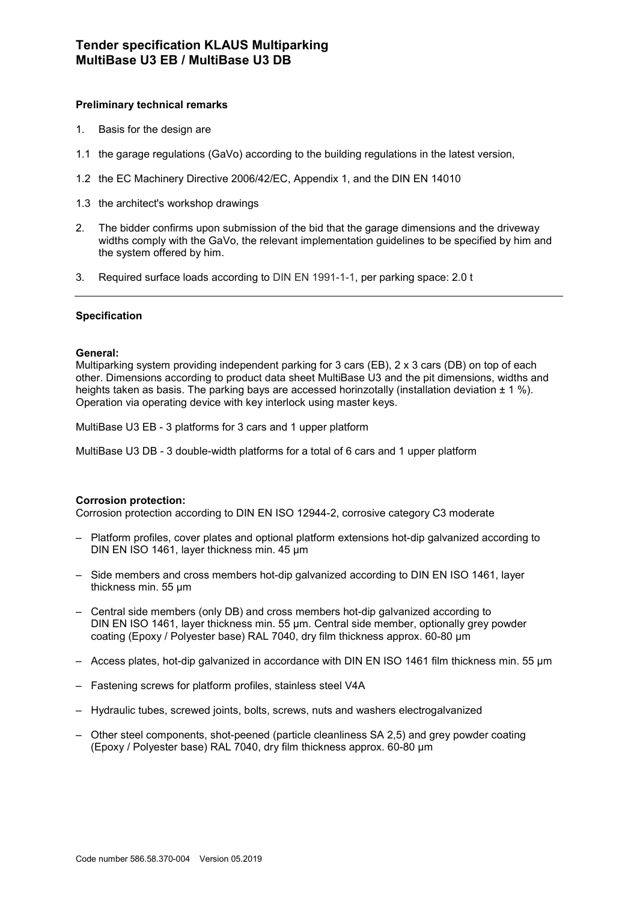# Tender specification KLAUS Multiparking
# MultiBase U3 EB / MultiBase U3 DB

### Preliminary technical remarks

1. Basis for the design are

1.1 the garage regulations (GaVo) according to the building regulations in the latest version,

1.2 the EC Machinery Directive 2006/42/EC, Appendix 1, and the DIN EN 14010

1.3 the architect's workshop drawings

2. The bidder confirms upon submission of the bid that the garage dimensions and the driveway widths comply with the GaVo, the relevant implementation guidelines to be specified by him and the system offered by him.

3. Required surface loads according to DIN EN 1991-1-1, per parking space: 2.0 t

---

### Specification

**General:**
Multiparking system providing independent parking for 3 cars (EB), 2 x 3 cars (DB) on top of each other. Dimensions according to product data sheet MultiBase U3 and the pit dimensions, widths and heights taken as basis. The parking bays are accessed horinzotally (installation deviation ± 1 %). Operation via operating device with key interlock using master keys.

MultiBase U3 EB - 3 platforms for 3 cars and 1 upper platform

MultiBase U3 DB - 3 double-width platforms for a total of 6 cars and 1 upper platform

**Corrosion protection:**
Corrosion protection according to DIN EN ISO 12944-2, corrosive category C3 moderate

- Platform profiles, cover plates and optional platform extensions hot-dip galvanized according to DIN EN ISO 1461, layer thickness min. 45 µm
- Side members and cross members hot-dip galvanized according to DIN EN ISO 1461, layer thickness min. 55 µm
- Central side members (only DB) and cross members hot-dip galvanized according to DIN EN ISO 1461, layer thickness min. 55 µm. Central side member, optionally grey powder coating (Epoxy / Polyester base) RAL 7040, dry film thickness approx. 60-80 µm
- Access plates, hot-dip galvanized in accordance with DIN EN ISO 1461 film thickness min. 55 µm
- Fastening screws for platform profiles, stainless steel V4A
- Hydraulic tubes, screwed joints, bolts, screws, nuts and washers electrogalvanized
- Other steel components, shot-peened (particle cleanliness SA 2,5) and grey powder coating (Epoxy / Polyester base) RAL 7040, dry film thickness approx. 60-80 µm

Code number 586.58.370-004 Version 05.2019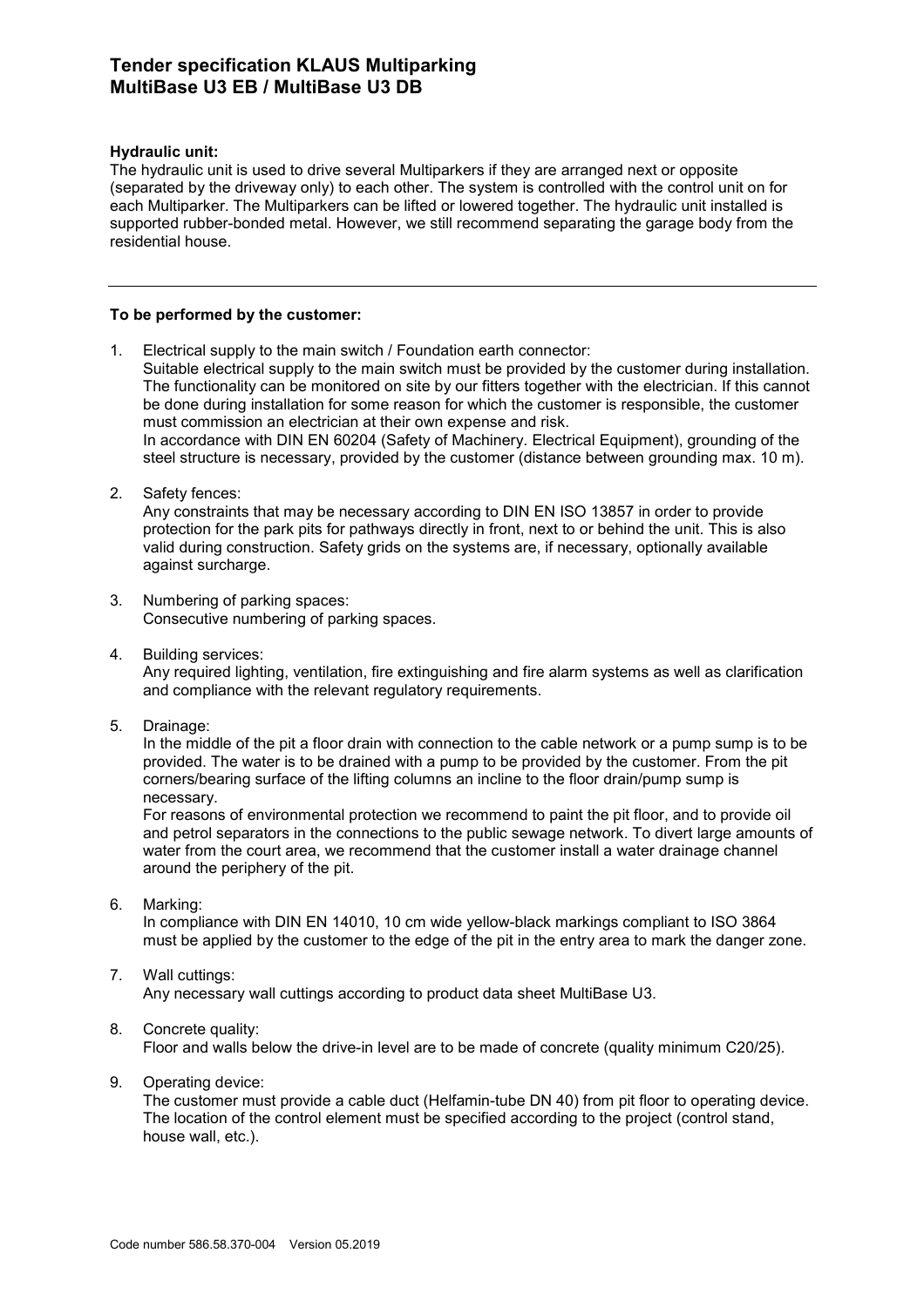# Tender specification KLAUS Multiparking
# MultiBase U3 EB / MultiBase U3 DB

**Hydraulic unit:**
The hydraulic unit is used to drive several Multiparkers if they are arranged next or opposite (separated by the driveway only) to each other. The system is controlled with the control unit on for each Multiparker. The Multiparkers can be lifted or lowered together. The hydraulic unit installed is supported rubber-bonded metal. However, we still recommend separating the garage body from the residential house.

---

**To be performed by the customer:**

1. Electrical supply to the main switch / Foundation earth connector:
   Suitable electrical supply to the main switch must be provided by the customer during installation. The functionality can be monitored on site by our fitters together with the electrician. If this cannot be done during installation for some reason for which the customer is responsible, the customer must commission an electrician at their own expense and risk.
   In accordance with DIN EN 60204 (Safety of Machinery. Electrical Equipment), grounding of the steel structure is necessary, provided by the customer (distance between grounding max. 10 m).

2. Safety fences:
   Any constraints that may be necessary according to DIN EN ISO 13857 in order to provide protection for the park pits for pathways directly in front, next to or behind the unit. This is also valid during construction. Safety grids on the systems are, if necessary, optionally available against surcharge.

3. Numbering of parking spaces:
   Consecutive numbering of parking spaces.

4. Building services:
   Any required lighting, ventilation, fire extinguishing and fire alarm systems as well as clarification and compliance with the relevant regulatory requirements.

5. Drainage:
   In the middle of the pit a floor drain with connection to the cable network or a pump sump is to be provided. The water is to be drained with a pump to be provided by the customer. From the pit corners/bearing surface of the lifting columns an incline to the floor drain/pump sump is necessary.
   For reasons of environmental protection we recommend to paint the pit floor, and to provide oil and petrol separators in the connections to the public sewage network. To divert large amounts of water from the court area, we recommend that the customer install a water drainage channel around the periphery of the pit.

6. Marking:
   In compliance with DIN EN 14010, 10 cm wide yellow-black markings compliant to ISO 3864 must be applied by the customer to the edge of the pit in the entry area to mark the danger zone.

7. Wall cuttings:
   Any necessary wall cuttings according to product data sheet MultiBase U3.

8. Concrete quality:
   Floor and walls below the drive-in level are to be made of concrete (quality minimum C20/25).

9. Operating device:
   The customer must provide a cable duct (Helfamin-tube DN 40) from pit floor to operating device. The location of the control element must be specified according to the project (control stand, house wall, etc.).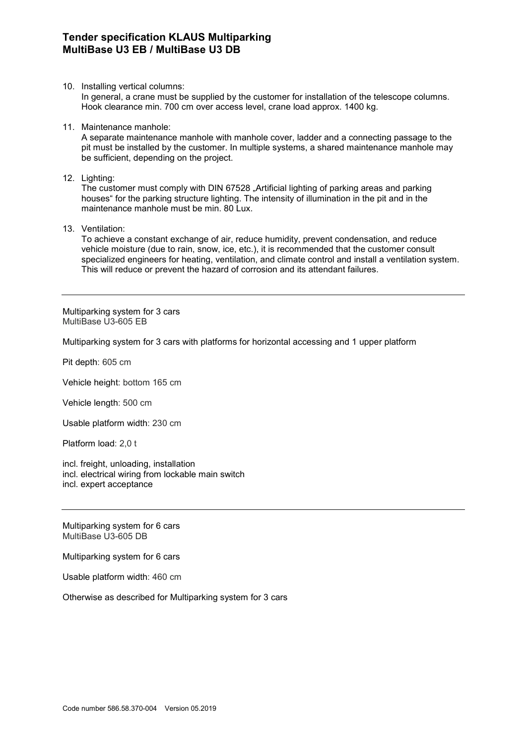10. Installing vertical columns:
    In general, a crane must be supplied by the customer for installation of the telescope columns. Hook clearance min. 700 cm over access level, crane load approx. 1400 kg.

11. Maintenance manhole:
    A separate maintenance manhole with manhole cover, ladder and a connecting passage to the pit must be installed by the customer. In multiple systems, a shared maintenance manhole may be sufficient, depending on the project.

12. Lighting:
    The customer must comply with DIN 67528 „Artificial lighting of parking areas and parking houses" for the parking structure lighting. The intensity of illumination in the pit and in the maintenance manhole must be min. 80 Lux.

13. Ventilation:
    To achieve a constant exchange of air, reduce humidity, prevent condensation, and reduce vehicle moisture (due to rain, snow, ice, etc.), it is recommended that the customer consult specialized engineers for heating, ventilation, and climate control and install a ventilation system. This will reduce or prevent the hazard of corrosion and its attendant failures.

---

Multiparking system for 3 cars
MultiBase U3-605 EB

Multiparking system for 3 cars with platforms for horizontal accessing and 1 upper platform

Pit depth: 605 cm

Vehicle height: bottom 165 cm

Vehicle length: 500 cm

Usable platform width: 230 cm

Platform load: 2,0 t

incl. freight, unloading, installation
incl. electrical wiring from lockable main switch
incl. expert acceptance

---

Multiparking system for 6 cars
MultiBase U3-605 DB

Multiparking system for 6 cars

Usable platform width: 460 cm

Otherwise as described for Multiparking system for 3 cars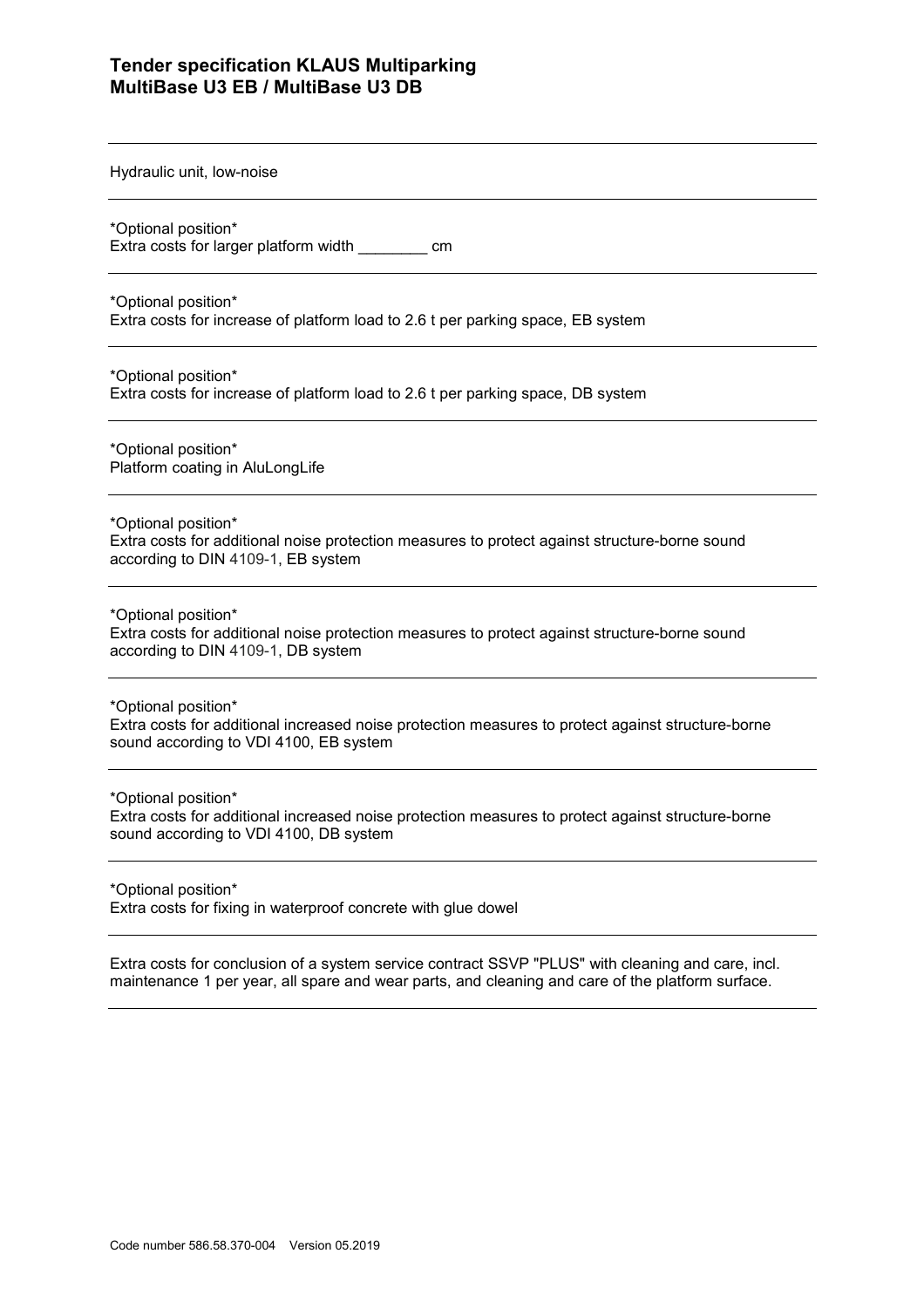Hydraulic unit, low-noise

---

*Optional position*
Extra costs for larger platform width ________ cm

---

*Optional position*
Extra costs for increase of platform load to 2.6 t per parking space, EB system

---

*Optional position*
Extra costs for increase of platform load to 2.6 t per parking space, DB system

---

*Optional position*
Platform coating in AluLongLife

---

*Optional position*
Extra costs for additional noise protection measures to protect against structure-borne sound according to DIN 4109-1, EB system

---

*Optional position*
Extra costs for additional noise protection measures to protect against structure-borne sound according to DIN 4109-1, DB system

---

*Optional position*
Extra costs for additional increased noise protection measures to protect against structure-borne sound according to VDI 4100, EB system

---

*Optional position*
Extra costs for additional increased noise protection measures to protect against structure-borne sound according to VDI 4100, DB system

---

*Optional position*
Extra costs for fixing in waterproof concrete with glue dowel

---

Extra costs for conclusion of a system service contract SSVP "PLUS" with cleaning and care, incl. maintenance 1 per year, all spare and wear parts, and cleaning and care of the platform surface.

---